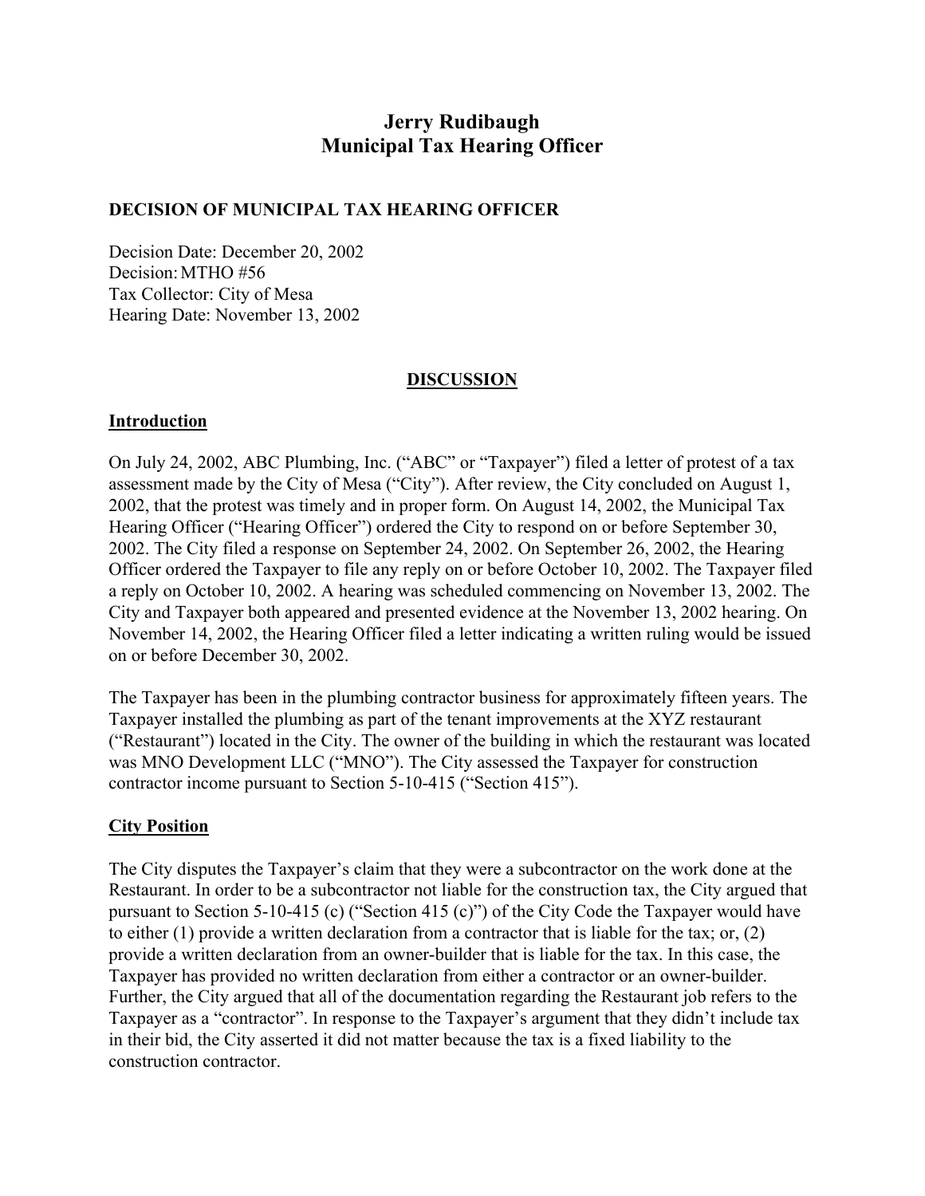# Jerry Rudibaugh
# Municipal Tax Hearing Officer

**DECISION OF MUNICIPAL TAX HEARING OFFICER**

Decision Date: December 20, 2002
Decision: MTHO #56
Tax Collector: City of Mesa
Hearing Date: November 13, 2002

## DISCUSSION

### Introduction

On July 24, 2002, ABC Plumbing, Inc. ("ABC" or "Taxpayer") filed a letter of protest of a tax assessment made by the City of Mesa ("City"). After review, the City concluded on August 1, 2002, that the protest was timely and in proper form. On August 14, 2002, the Municipal Tax Hearing Officer ("Hearing Officer") ordered the City to respond on or before September 30, 2002. The City filed a response on September 24, 2002. On September 26, 2002, the Hearing Officer ordered the Taxpayer to file any reply on or before October 10, 2002. The Taxpayer filed a reply on October 10, 2002. A hearing was scheduled commencing on November 13, 2002. The City and Taxpayer both appeared and presented evidence at the November 13, 2002 hearing. On November 14, 2002, the Hearing Officer filed a letter indicating a written ruling would be issued on or before December 30, 2002.

The Taxpayer has been in the plumbing contractor business for approximately fifteen years. The Taxpayer installed the plumbing as part of the tenant improvements at the XYZ restaurant ("Restaurant") located in the City. The owner of the building in which the restaurant was located was MNO Development LLC ("MNO"). The City assessed the Taxpayer for construction contractor income pursuant to Section 5-10-415 ("Section 415").

### City Position

The City disputes the Taxpayer's claim that they were a subcontractor on the work done at the Restaurant. In order to be a subcontractor not liable for the construction tax, the City argued that pursuant to Section 5-10-415 (c) ("Section 415 (c)") of the City Code the Taxpayer would have to either (1) provide a written declaration from a contractor that is liable for the tax; or, (2) provide a written declaration from an owner-builder that is liable for the tax. In this case, the Taxpayer has provided no written declaration from either a contractor or an owner-builder. Further, the City argued that all of the documentation regarding the Restaurant job refers to the Taxpayer as a "contractor". In response to the Taxpayer's argument that they didn't include tax in their bid, the City asserted it did not matter because the tax is a fixed liability to the construction contractor.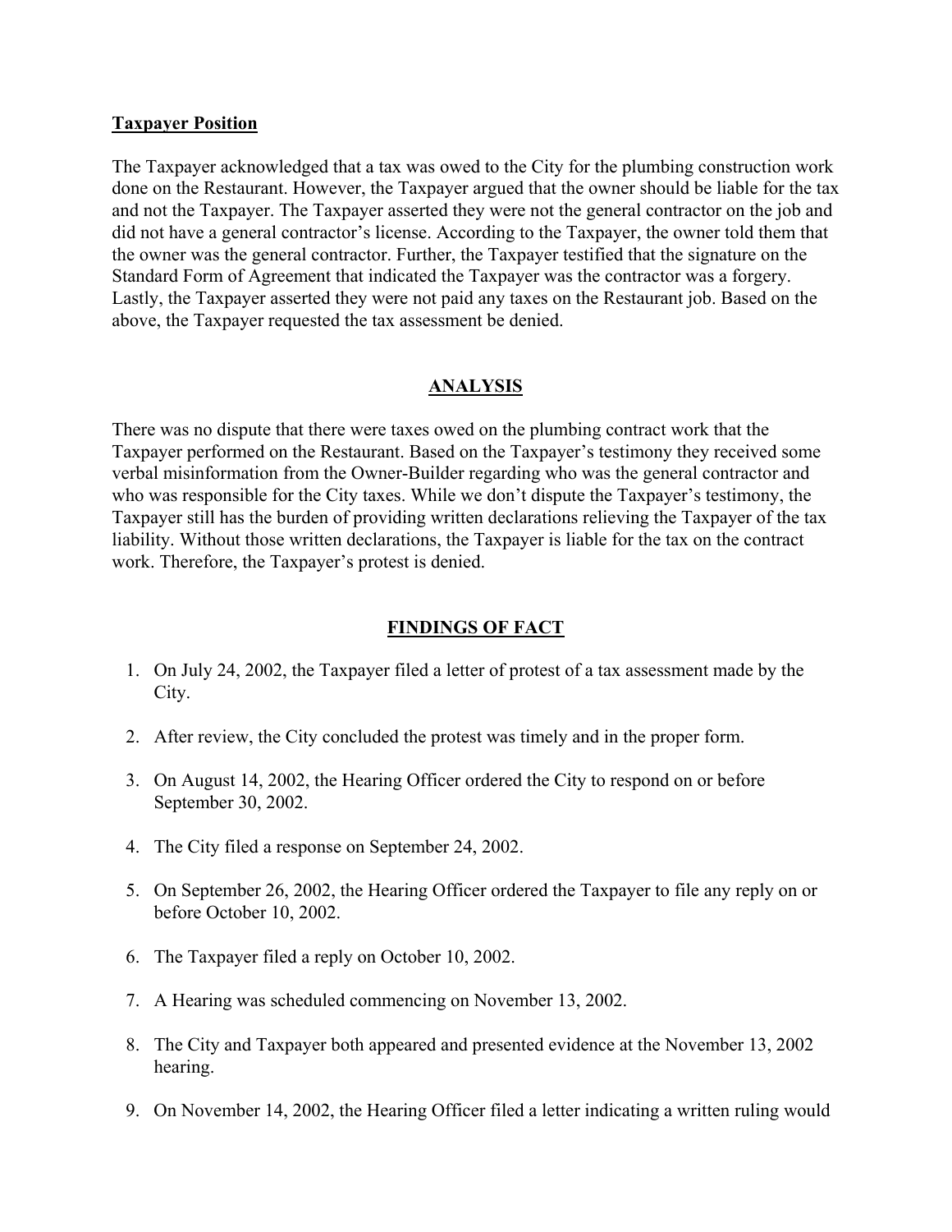**Taxpayer Position**

The Taxpayer acknowledged that a tax was owed to the City for the plumbing construction work done on the Restaurant. However, the Taxpayer argued that the owner should be liable for the tax and not the Taxpayer. The Taxpayer asserted they were not the general contractor on the job and did not have a general contractor's license. According to the Taxpayer, the owner told them that the owner was the general contractor. Further, the Taxpayer testified that the signature on the Standard Form of Agreement that indicated the Taxpayer was the contractor was a forgery. Lastly, the Taxpayer asserted they were not paid any taxes on the Restaurant job. Based on the above, the Taxpayer requested the tax assessment be denied.

## ANALYSIS

There was no dispute that there were taxes owed on the plumbing contract work that the Taxpayer performed on the Restaurant. Based on the Taxpayer's testimony they received some verbal misinformation from the Owner-Builder regarding who was the general contractor and who was responsible for the City taxes. While we don't dispute the Taxpayer's testimony, the Taxpayer still has the burden of providing written declarations relieving the Taxpayer of the tax liability. Without those written declarations, the Taxpayer is liable for the tax on the contract work. Therefore, the Taxpayer's protest is denied.

## FINDINGS OF FACT

1. On July 24, 2002, the Taxpayer filed a letter of protest of a tax assessment made by the City.
2. After review, the City concluded the protest was timely and in the proper form.
3. On August 14, 2002, the Hearing Officer ordered the City to respond on or before September 30, 2002.
4. The City filed a response on September 24, 2002.
5. On September 26, 2002, the Hearing Officer ordered the Taxpayer to file any reply on or before October 10, 2002.
6. The Taxpayer filed a reply on October 10, 2002.
7. A Hearing was scheduled commencing on November 13, 2002.
8. The City and Taxpayer both appeared and presented evidence at the November 13, 2002 hearing.
9. On November 14, 2002, the Hearing Officer filed a letter indicating a written ruling would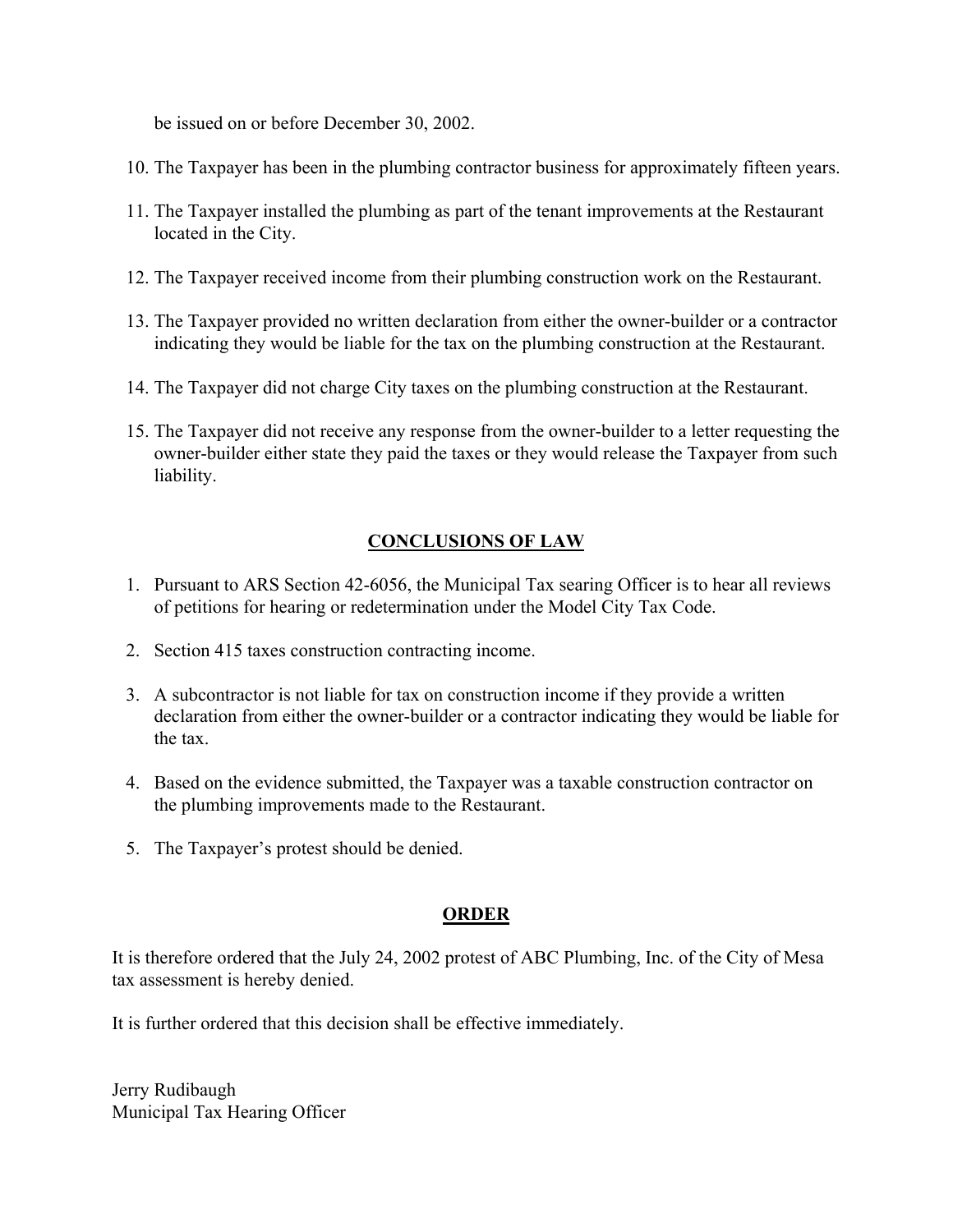be issued on or before December 30, 2002.

10. The Taxpayer has been in the plumbing contractor business for approximately fifteen years.
11. The Taxpayer installed the plumbing as part of the tenant improvements at the Restaurant located in the City.
12. The Taxpayer received income from their plumbing construction work on the Restaurant.
13. The Taxpayer provided no written declaration from either the owner-builder or a contractor indicating they would be liable for the tax on the plumbing construction at the Restaurant.
14. The Taxpayer did not charge City taxes on the plumbing construction at the Restaurant.
15. The Taxpayer did not receive any response from the owner-builder to a letter requesting the owner-builder either state they paid the taxes or they would release the Taxpayer from such liability.

## CONCLUSIONS OF LAW

1. Pursuant to ARS Section 42-6056, the Municipal Tax searing Officer is to hear all reviews of petitions for hearing or redetermination under the Model City Tax Code.
2. Section 415 taxes construction contracting income.
3. A subcontractor is not liable for tax on construction income if they provide a written declaration from either the owner-builder or a contractor indicating they would be liable for the tax.
4. Based on the evidence submitted, the Taxpayer was a taxable construction contractor on the plumbing improvements made to the Restaurant.
5. The Taxpayer's protest should be denied.

## ORDER

It is therefore ordered that the July 24, 2002 protest of ABC Plumbing, Inc. of the City of Mesa tax assessment is hereby denied.

It is further ordered that this decision shall be effective immediately.

Jerry Rudibaugh
Municipal Tax Hearing Officer